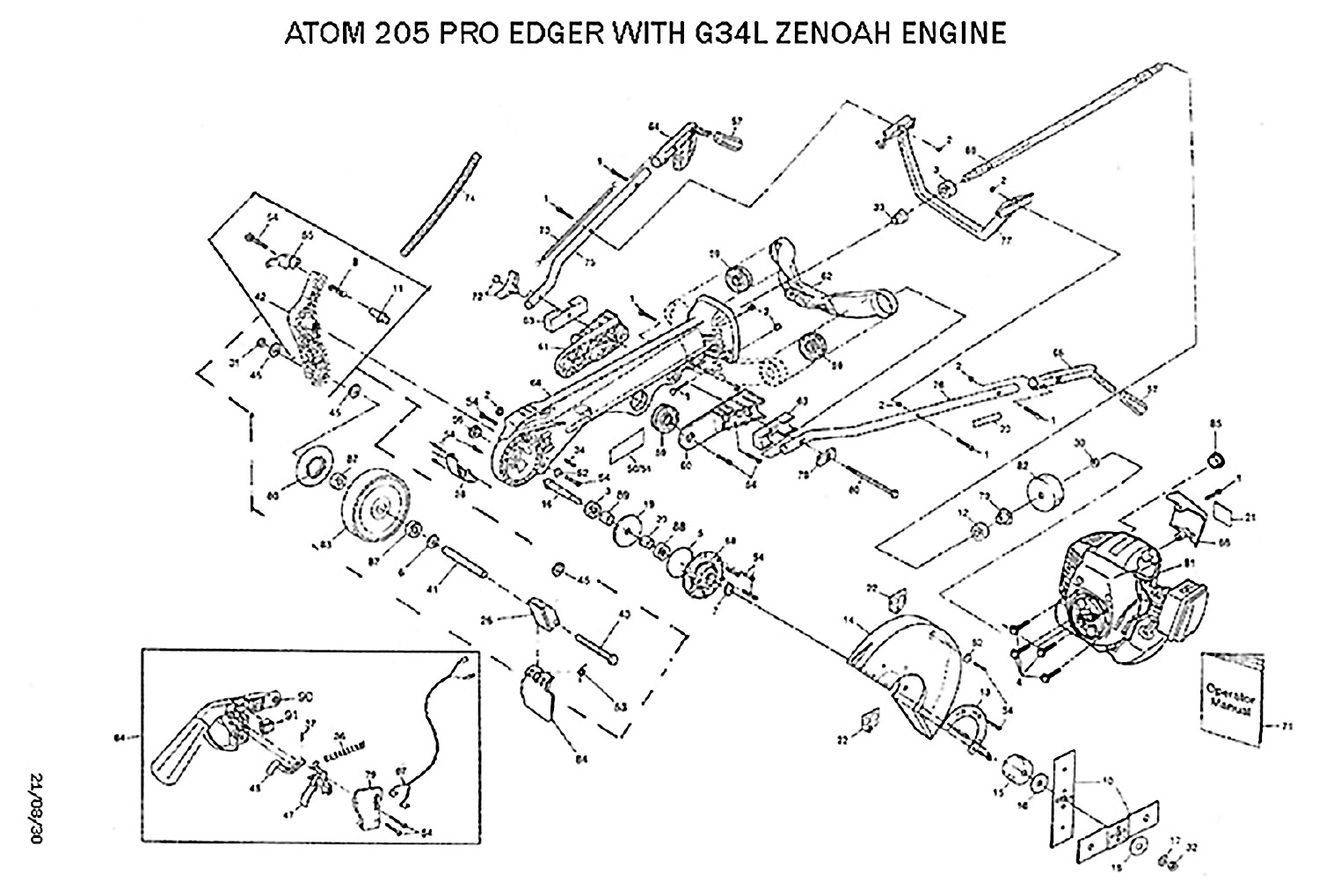# ATOM 205 PRO EDGER WITH G34L ZENOAH ENGINE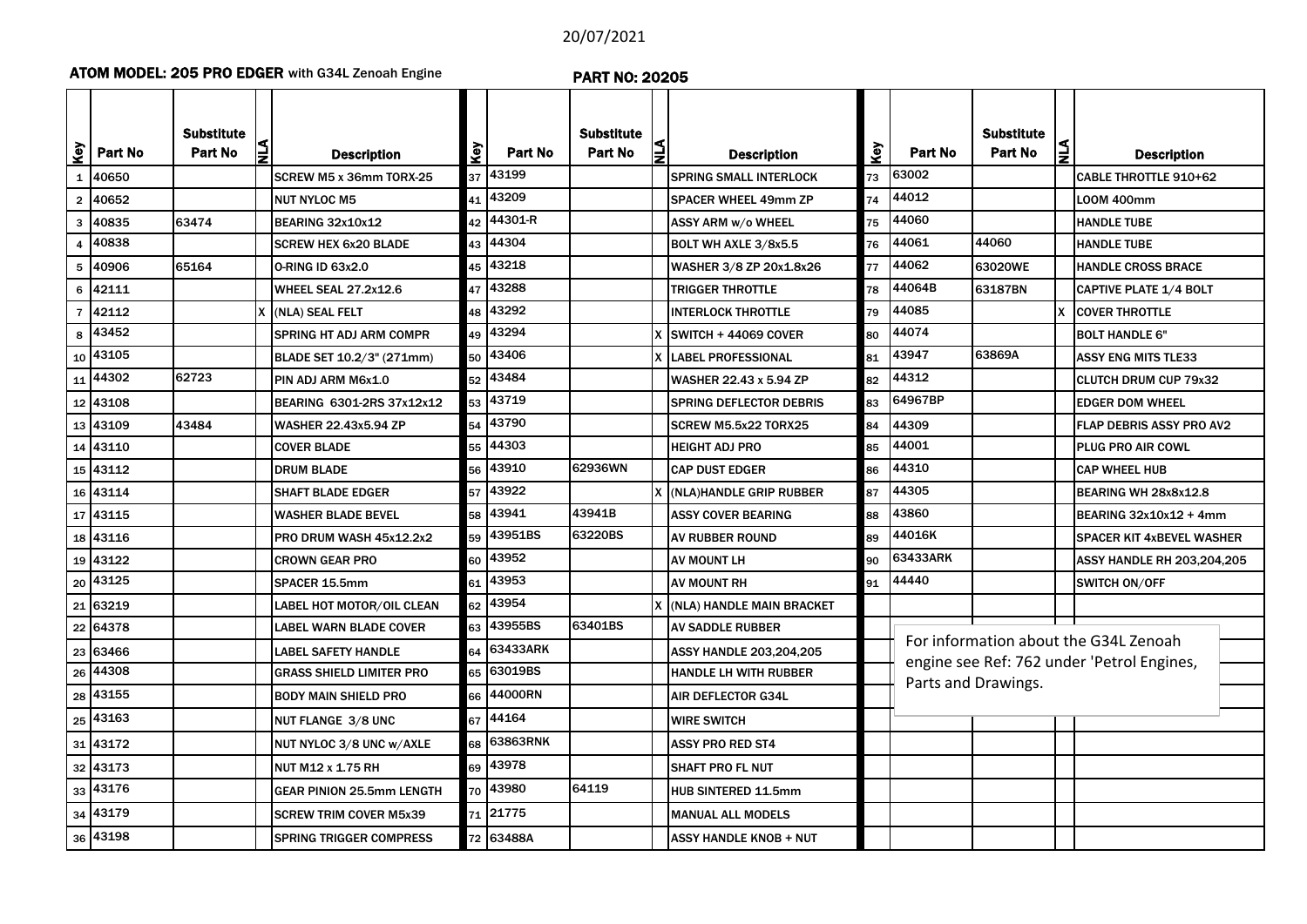20/07/2021

**ATOM MODEL: 205 PRO EDGER** with G34L Zenoah Engine

**PART NO: 20205**

| Key | Part No | Substitute Part No | NLA | Description | Key | Part No | Substitute Part No | NLA | Description | Key | Part No | Substitute Part No | NLA | Description |
|---|---|---|---|---|---|---|---|---|---|---|---|---|---|---|
| 1 | 40650 | | | SCREW M5 x 36mm TORX-25 | 37 | 43199 | | | SPRING SMALL INTERLOCK | 73 | 63002 | | | CABLE THROTTLE 910+62 |
| 2 | 40652 | | | NUT NYLOC M5 | 41 | 43209 | | | SPACER WHEEL 49mm ZP | 74 | 44012 | | | LOOM 400mm |
| 3 | 40835 | 63474 | | BEARING 32x10x12 | 42 | 44301-R | | | ASSY ARM w/o WHEEL | 75 | 44060 | | | HANDLE TUBE |
| 4 | 40838 | | | SCREW HEX 6x20 BLADE | 43 | 44304 | | | BOLT WH AXLE 3/8x5.5 | 76 | 44061 | 44060 | | HANDLE TUBE |
| 5 | 40906 | 65164 | | O-RING ID 63x2.0 | 45 | 43218 | | | WASHER 3/8 ZP 20x1.8x26 | 77 | 44062 | 63020WE | | HANDLE CROSS BRACE |
| 6 | 42111 | | | WHEEL SEAL 27.2x12.6 | 47 | 43288 | | | TRIGGER THROTTLE | 78 | 44064B | 63187BN | | CAPTIVE PLATE 1/4 BOLT |
| 7 | 42112 | | X | (NLA) SEAL FELT | 48 | 43292 | | | INTERLOCK THROTTLE | 79 | 44085 | | X | COVER THROTTLE |
| 8 | 43452 | | | SPRING HT ADJ ARM COMPR | 49 | 43294 | | X | SWITCH + 44069 COVER | 80 | 44074 | | | BOLT HANDLE 6" |
| 10 | 43105 | | | BLADE SET 10.2/3" (271mm) | 50 | 43406 | | X | LABEL PROFESSIONAL | 81 | 43947 | 63869A | | ASSY ENG MITS TLE33 |
| 11 | 44302 | 62723 | | PIN ADJ ARM M6x1.0 | 52 | 43484 | | | WASHER 22.43 x 5.94 ZP | 82 | 44312 | | | CLUTCH DRUM CUP 79x32 |
| 12 | 43108 | | | BEARING 6301-2RS 37x12x12 | 53 | 43719 | | | SPRING DEFLECTOR DEBRIS | 83 | 64967BP | | | EDGER DOM WHEEL |
| 13 | 43109 | 43484 | | WASHER 22.43x5.94 ZP | 54 | 43790 | | | SCREW M5.5x22 TORX25 | 84 | 44309 | | | FLAP DEBRIS ASSY PRO AV2 |
| 14 | 43110 | | | COVER BLADE | 55 | 44303 | | | HEIGHT ADJ PRO | 85 | 44001 | | | PLUG PRO AIR COWL |
| 15 | 43112 | | | DRUM BLADE | 56 | 43910 | 62936WN | | CAP DUST EDGER | 86 | 44310 | | | CAP WHEEL HUB |
| 16 | 43114 | | | SHAFT BLADE EDGER | 57 | 43922 | | X | (NLA)HANDLE GRIP RUBBER | 87 | 44305 | | | BEARING WH 28x8x12.8 |
| 17 | 43115 | | | WASHER BLADE BEVEL | 58 | 43941 | 43941B | | ASSY COVER BEARING | 88 | 43860 | | | BEARING 32x10x12 + 4mm |
| 18 | 43116 | | | PRO DRUM WASH 45x12.2x2 | 59 | 43951BS | 63220BS | | AV RUBBER ROUND | 89 | 44016K | | | SPACER KIT 4xBEVEL WASHER |
| 19 | 43122 | | | CROWN GEAR PRO | 60 | 43952 | | | AV MOUNT LH | 90 | 63433ARK | | | ASSY HANDLE RH 203,204,205 |
| 20 | 43125 | | | SPACER 15.5mm | 61 | 43953 | | | AV MOUNT RH | 91 | 44440 | | | SWITCH ON/OFF |
| 21 | 63219 | | | LABEL HOT MOTOR/OIL CLEAN | 62 | 43954 | | X | (NLA) HANDLE MAIN BRACKET | | | | | |
| 22 | 64378 | | | LABEL WARN BLADE COVER | 63 | 43955BS | 63401BS | | AV SADDLE RUBBER | | | | | |
| 23 | 63466 | | | LABEL SAFETY HANDLE | 64 | 63433ARK | | | ASSY HANDLE 203,204,205 | | | | | |
| 26 | 44308 | | | GRASS SHIELD LIMITER PRO | 65 | 63019BS | | | HANDLE LH WITH RUBBER | | | | | |
| 28 | 43155 | | | BODY MAIN SHIELD PRO | 66 | 44000RN | | | AIR DEFLECTOR G34L | | | | | |
| 25 | 43163 | | | NUT FLANGE 3/8 UNC | 67 | 44164 | | | WIRE SWITCH | | | | | |
| 31 | 43172 | | | NUT NYLOC 3/8 UNC w/AXLE | 68 | 63863RNK | | | ASSY PRO RED ST4 | | | | | |
| 32 | 43173 | | | NUT M12 x 1.75 RH | 69 | 43978 | | | SHAFT PRO FL NUT | | | | | |
| 33 | 43176 | | | GEAR PINION 25.5mm LENGTH | 70 | 43980 | 64119 | | HUB SINTERED 11.5mm | | | | | |
| 34 | 43179 | | | SCREW TRIM COVER M5x39 | 71 | 21775 | | | MANUAL ALL MODELS | | | | | |
| 36 | 43198 | | | SPRING TRIGGER COMPRESS | 72 | 63488A | | | ASSY HANDLE KNOB + NUT | | | | | |

For information about the G34L Zenoah engine see Ref: 762 under 'Petrol Engines, Parts and Drawings.